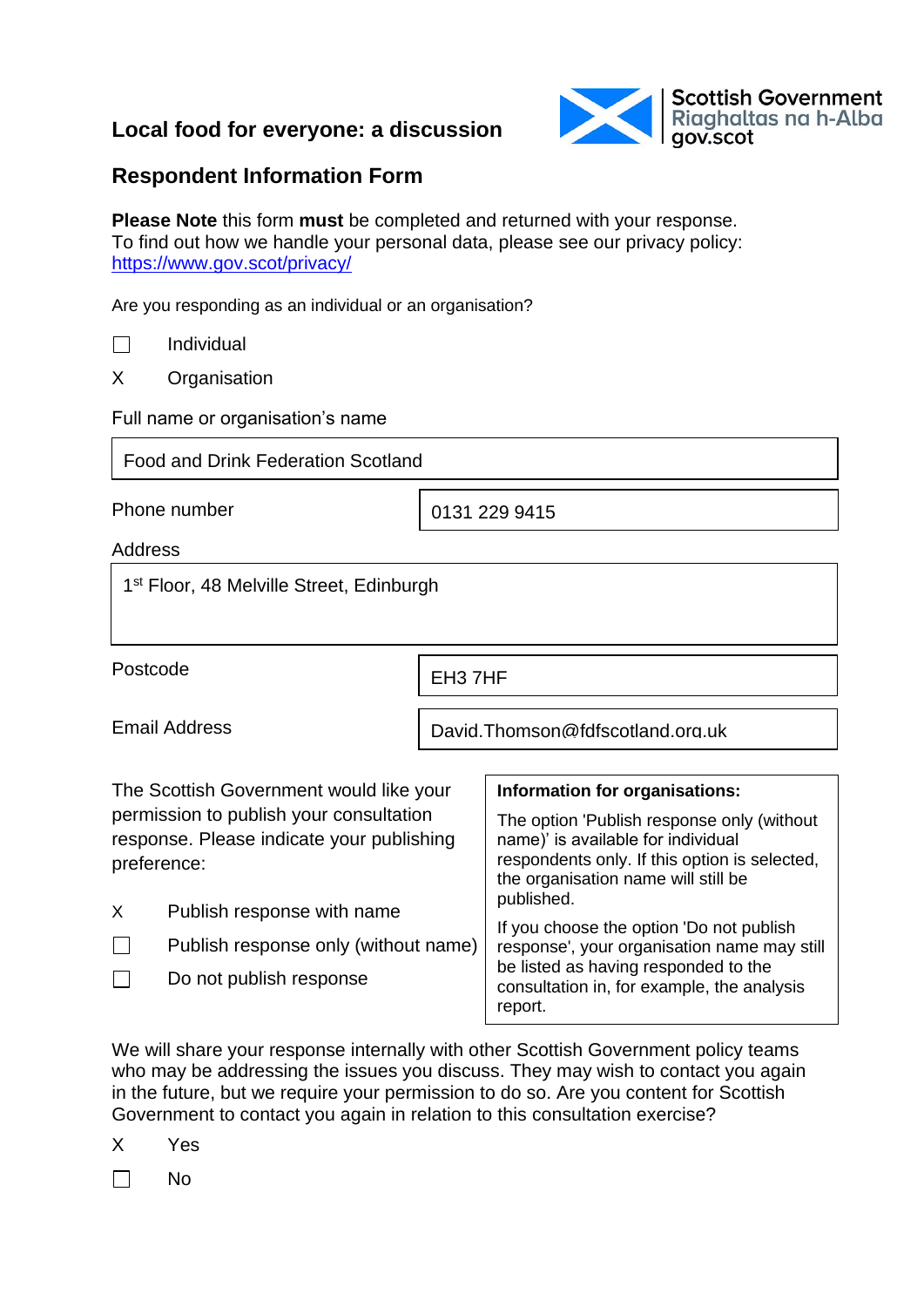# Local food for everyone: a discussion

Scottish Government
Riaghaltas na h-Alba
gov.scot

## Respondent Information Form

**Please Note** this form **must** be completed and returned with your response.
To find out how we handle your personal data, please see our privacy policy: https://www.gov.scot/privacy/

Are you responding as an individual or an organisation?

☐ Individual

X Organisation

Full name or organisation's name

| Food and Drink Federation Scotland |
|---|

| Phone number | 0131 229 9415 |
|---|---|

Address

| 1st Floor, 48 Melville Street, Edinburgh |
|---|

| Postcode | EH3 7HF |
|---|---|
| Email Address | David.Thomson@fdfscotland.org.uk |

The Scottish Government would like your permission to publish your consultation response. Please indicate your publishing preference:

X Publish response with name

☐ Publish response only (without name)

☐ Do not publish response

**Information for organisations:**

The option 'Publish response only (without name)' is available for individual respondents only. If this option is selected, the organisation name will still be published.

If you choose the option 'Do not publish response', your organisation name may still be listed as having responded to the consultation in, for example, the analysis report.

We will share your response internally with other Scottish Government policy teams who may be addressing the issues you discuss. They may wish to contact you again in the future, but we require your permission to do so. Are you content for Scottish Government to contact you again in relation to this consultation exercise?

X Yes

☐ No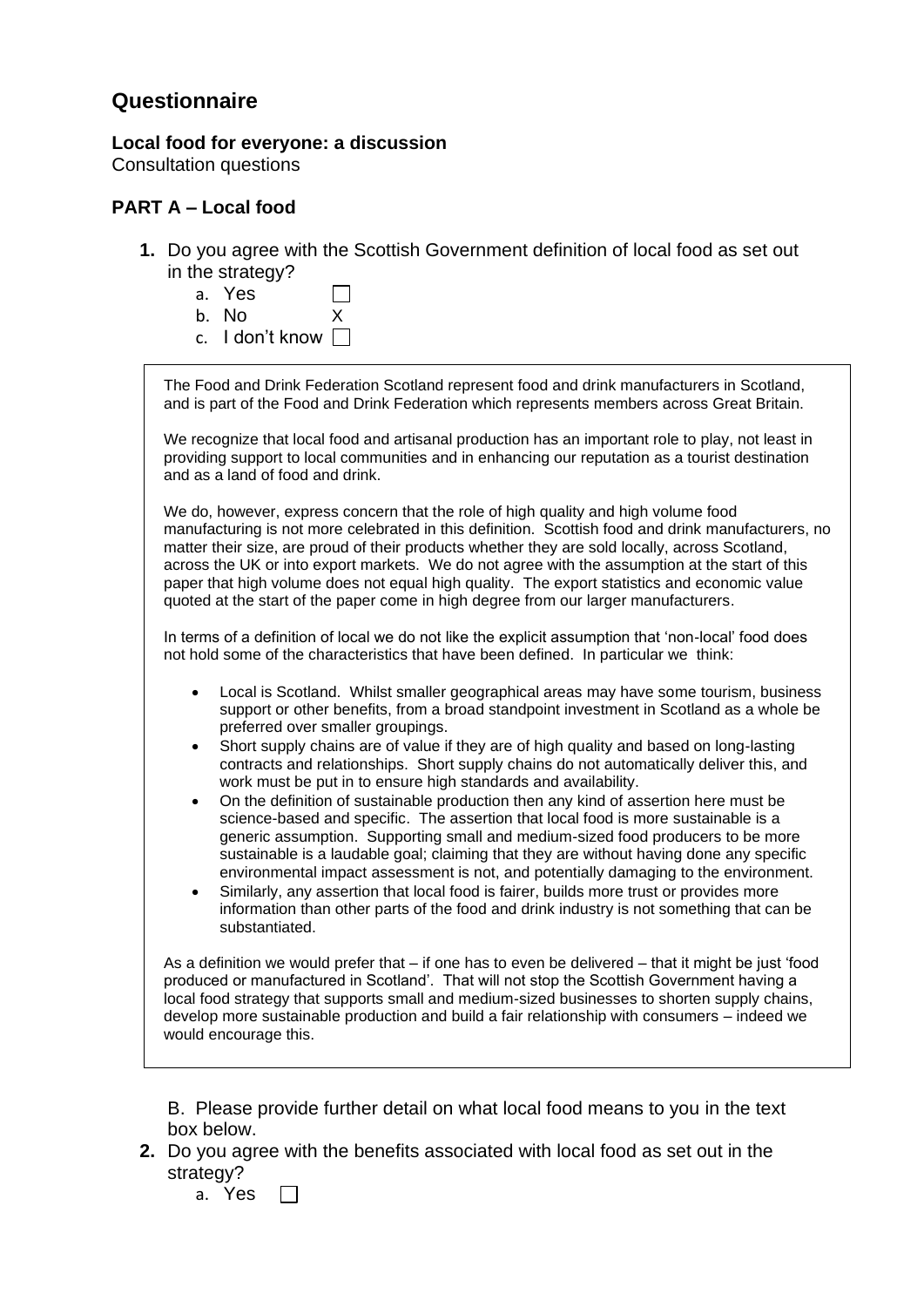## Questionnaire

**Local food for everyone: a discussion**
Consultation questions

### PART A – Local food

1. Do you agree with the Scottish Government definition of local food as set out in the strategy?
   a. Yes ☐
   b. No X
   c. I don't know ☐

The Food and Drink Federation Scotland represent food and drink manufacturers in Scotland, and is part of the Food and Drink Federation which represents members across Great Britain.

We recognize that local food and artisanal production has an important role to play, not least in providing support to local communities and in enhancing our reputation as a tourist destination and as a land of food and drink.

We do, however, express concern that the role of high quality and high volume food manufacturing is not more celebrated in this definition. Scottish food and drink manufacturers, no matter their size, are proud of their products whether they are sold locally, across Scotland, across the UK or into export markets. We do not agree with the assumption at the start of this paper that high volume does not equal high quality. The export statistics and economic value quoted at the start of the paper come in high degree from our larger manufacturers.

In terms of a definition of local we do not like the explicit assumption that 'non-local' food does not hold some of the characteristics that have been defined. In particular we think:

- Local is Scotland. Whilst smaller geographical areas may have some tourism, business support or other benefits, from a broad standpoint investment in Scotland as a whole be preferred over smaller groupings.
- Short supply chains are of value if they are of high quality and based on long-lasting contracts and relationships. Short supply chains do not automatically deliver this, and work must be put in to ensure high standards and availability.
- On the definition of sustainable production then any kind of assertion here must be science-based and specific. The assertion that local food is more sustainable is a generic assumption. Supporting small and medium-sized food producers to be more sustainable is a laudable goal; claiming that they are without having done any specific environmental impact assessment is not, and potentially damaging to the environment.
- Similarly, any assertion that local food is fairer, builds more trust or provides more information than other parts of the food and drink industry is not something that can be substantiated.

As a definition we would prefer that – if one has to even be delivered – that it might be just 'food produced or manufactured in Scotland'. That will not stop the Scottish Government having a local food strategy that supports small and medium-sized businesses to shorten supply chains, develop more sustainable production and build a fair relationship with consumers – indeed we would encourage this.

B. Please provide further detail on what local food means to you in the text box below.

2. Do you agree with the benefits associated with local food as set out in the strategy?
   a. Yes ☐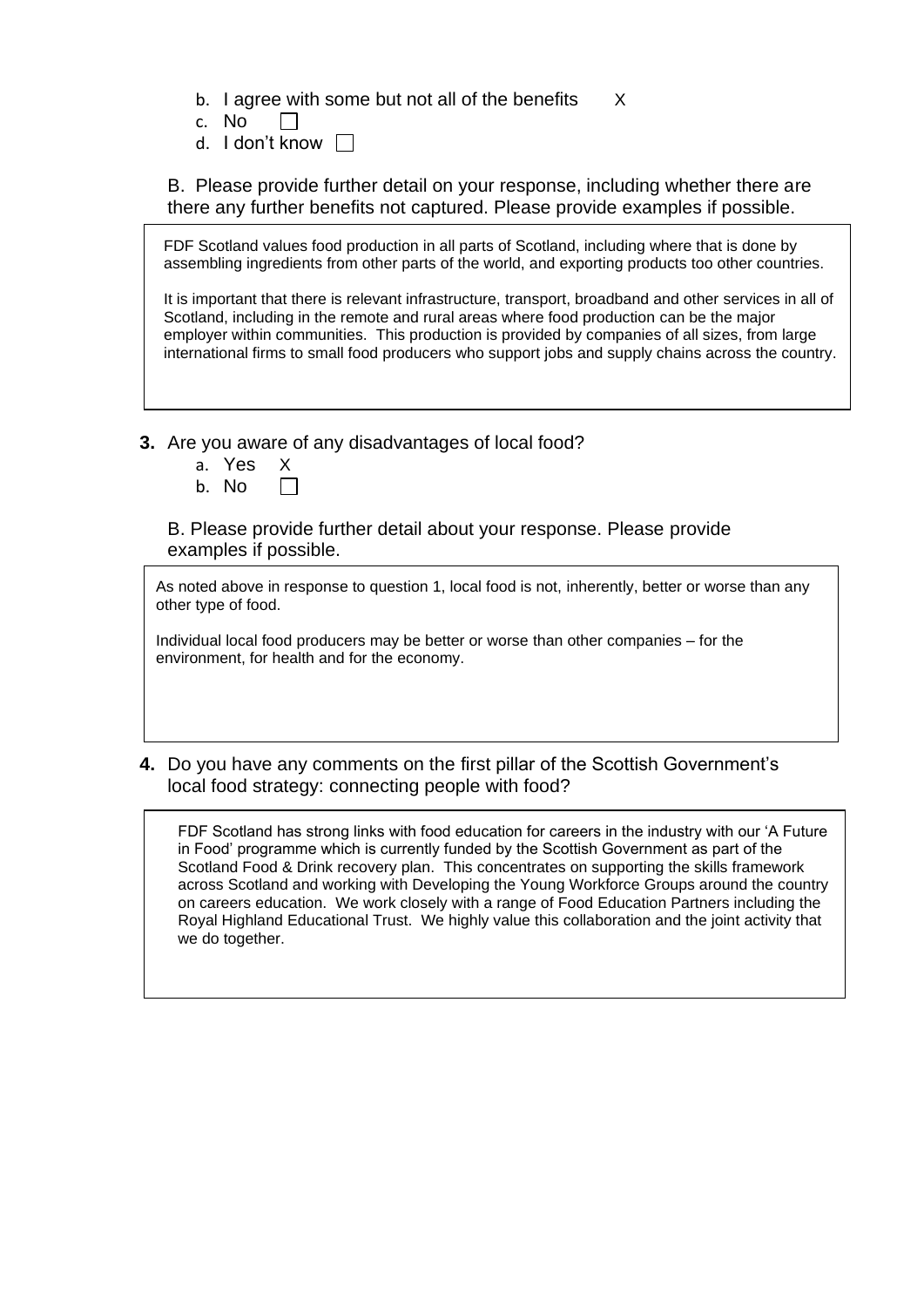b. I agree with some but not all of the benefits X
c. No ☐
d. I don't know ☐

B. Please provide further detail on your response, including whether there are there any further benefits not captured. Please provide examples if possible.

FDF Scotland values food production in all parts of Scotland, including where that is done by assembling ingredients from other parts of the world, and exporting products too other countries.

It is important that there is relevant infrastructure, transport, broadband and other services in all of Scotland, including in the remote and rural areas where food production can be the major employer within communities. This production is provided by companies of all sizes, from large international firms to small food producers who support jobs and supply chains across the country.

**3.** Are you aware of any disadvantages of local food?

a. Yes X
b. No ☐

B. Please provide further detail about your response. Please provide examples if possible.

As noted above in response to question 1, local food is not, inherently, better or worse than any other type of food.

Individual local food producers may be better or worse than other companies – for the environment, for health and for the economy.

**4.** Do you have any comments on the first pillar of the Scottish Government's local food strategy: connecting people with food?

FDF Scotland has strong links with food education for careers in the industry with our 'A Future in Food' programme which is currently funded by the Scottish Government as part of the Scotland Food & Drink recovery plan. This concentrates on supporting the skills framework across Scotland and working with Developing the Young Workforce Groups around the country on careers education. We work closely with a range of Food Education Partners including the Royal Highland Educational Trust. We highly value this collaboration and the joint activity that we do together.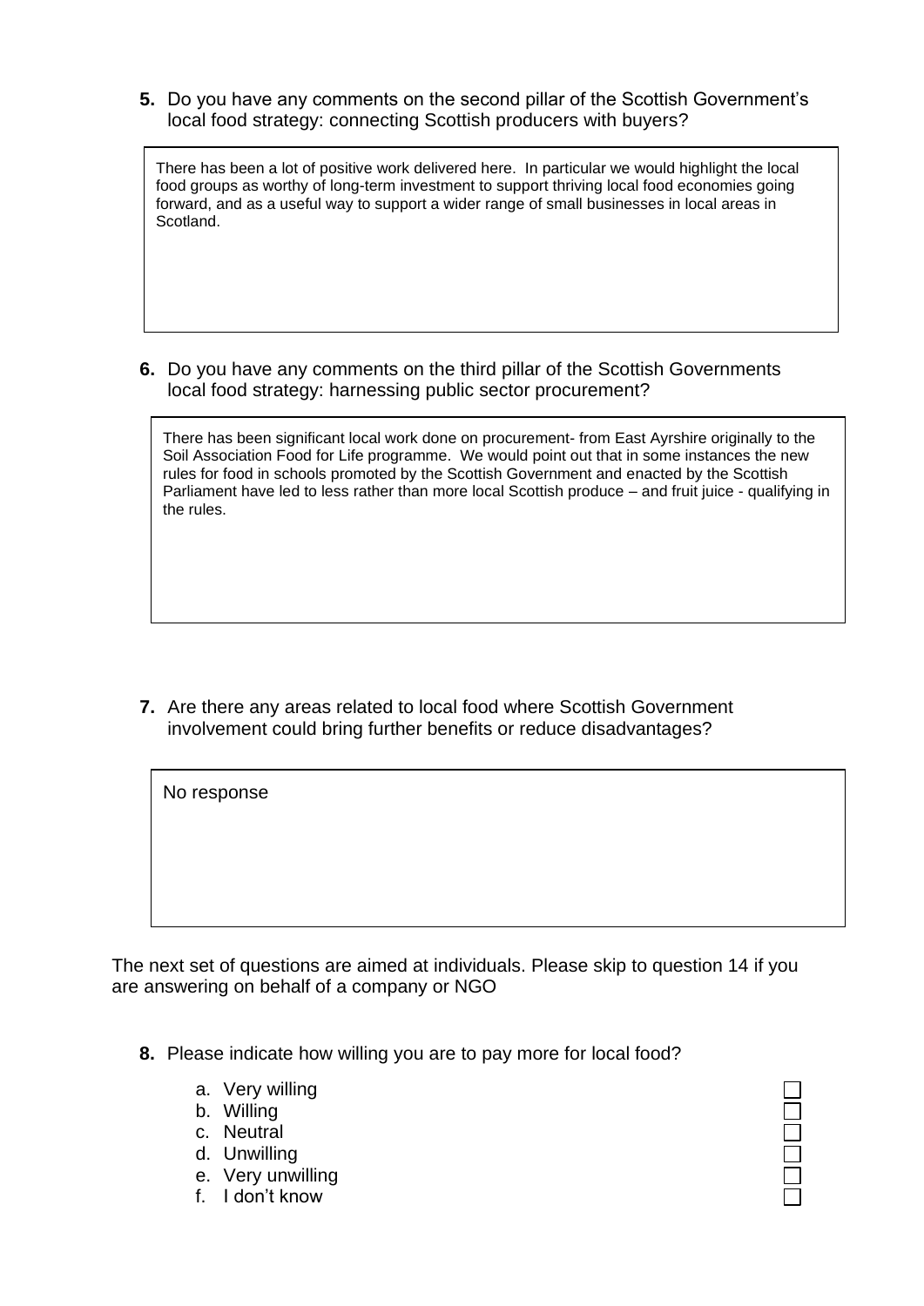**5.** Do you have any comments on the second pillar of the Scottish Government's local food strategy: connecting Scottish producers with buyers?

> There has been a lot of positive work delivered here. In particular we would highlight the local food groups as worthy of long-term investment to support thriving local food economies going forward, and as a useful way to support a wider range of small businesses in local areas in Scotland.

**6.** Do you have any comments on the third pillar of the Scottish Governments local food strategy: harnessing public sector procurement?

> There has been significant local work done on procurement- from East Ayrshire originally to the Soil Association Food for Life programme. We would point out that in some instances the new rules for food in schools promoted by the Scottish Government and enacted by the Scottish Parliament have led to less rather than more local Scottish produce – and fruit juice - qualifying in the rules.

**7.** Are there any areas related to local food where Scottish Government involvement could bring further benefits or reduce disadvantages?

> No response

The next set of questions are aimed at individuals. Please skip to question 14 if you are answering on behalf of a company or NGO

**8.** Please indicate how willing you are to pay more for local food?

a. Very willing ☐
b. Willing ☐
c. Neutral ☐
d. Unwilling ☐
e. Very unwilling ☐
f. I don't know ☐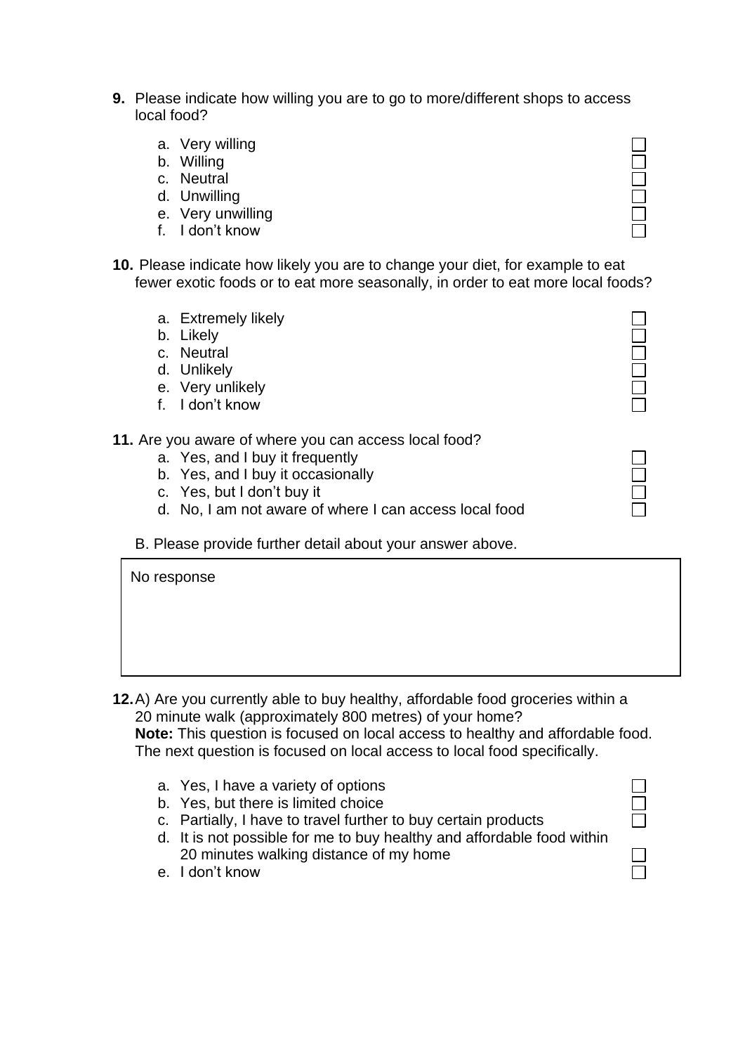**9.** Please indicate how willing you are to go to more/different shops to access local food?

a. Very willing ☐
b. Willing ☐
c. Neutral ☐
d. Unwilling ☐
e. Very unwilling ☐
f. I don't know ☐

**10.** Please indicate how likely you are to change your diet, for example to eat fewer exotic foods or to eat more seasonally, in order to eat more local foods?

a. Extremely likely ☐
b. Likely ☐
c. Neutral ☐
d. Unlikely ☐
e. Very unlikely ☐
f. I don't know ☐

**11.** Are you aware of where you can access local food?

a. Yes, and I buy it frequently ☐
b. Yes, and I buy it occasionally ☐
c. Yes, but I don't buy it ☐
d. No, I am not aware of where I can access local food ☐

B. Please provide further detail about your answer above.

No response

**12.** A) Are you currently able to buy healthy, affordable food groceries within a 20 minute walk (approximately 800 metres) of your home?
**Note:** This question is focused on local access to healthy and affordable food. The next question is focused on local access to local food specifically.

a. Yes, I have a variety of options ☐
b. Yes, but there is limited choice ☐
c. Partially, I have to travel further to buy certain products ☐
d. It is not possible for me to buy healthy and affordable food within 20 minutes walking distance of my home ☐
e. I don't know ☐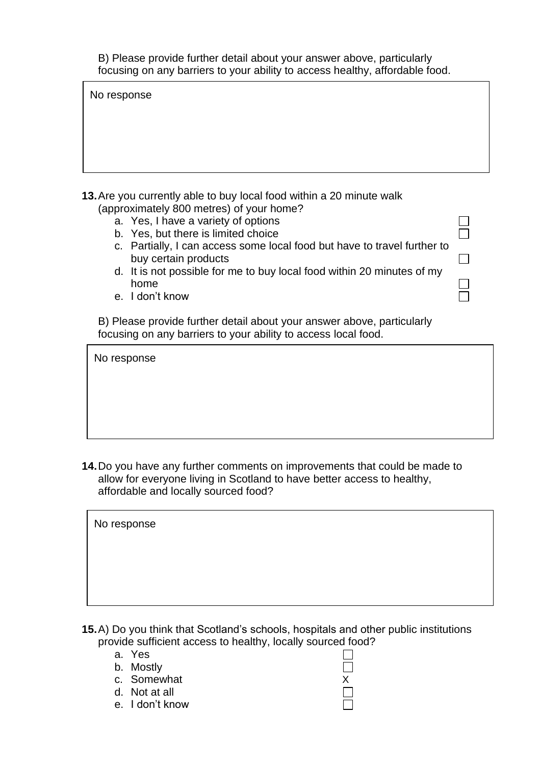B) Please provide further detail about your answer above, particularly focusing on any barriers to your ability to access healthy, affordable food.

> No response

**13.** Are you currently able to buy local food within a 20 minute walk (approximately 800 metres) of your home?

a. Yes, I have a variety of options ☐
b. Yes, but there is limited choice ☐
c. Partially, I can access some local food but have to travel further to buy certain products ☐
d. It is not possible for me to buy local food within 20 minutes of my home ☐
e. I don't know ☐

B) Please provide further detail about your answer above, particularly focusing on any barriers to your ability to access local food.

> No response

**14.** Do you have any further comments on improvements that could be made to allow for everyone living in Scotland to have better access to healthy, affordable and locally sourced food?

> No response

**15.** A) Do you think that Scotland's schools, hospitals and other public institutions provide sufficient access to healthy, locally sourced food?

a. Yes ☐
b. Mostly ☐
c. Somewhat X
d. Not at all ☐
e. I don't know ☐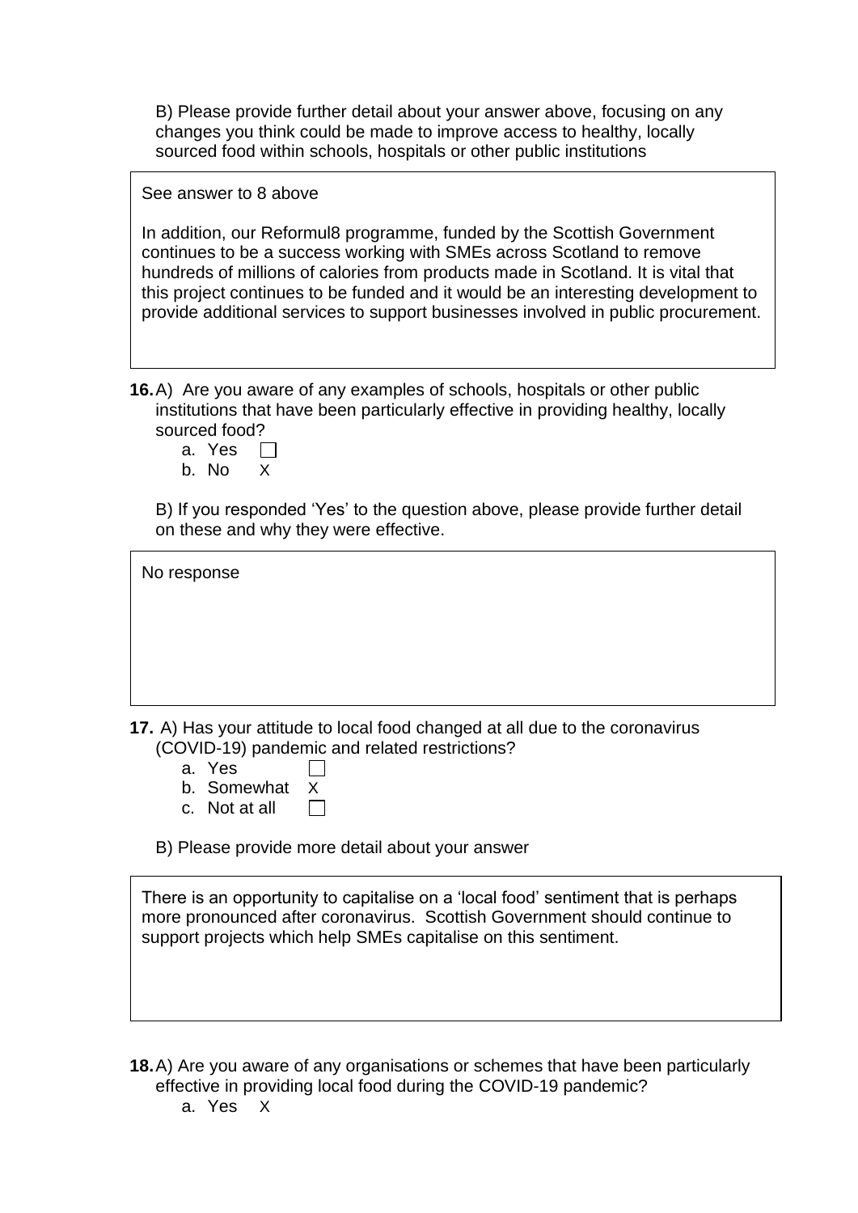B) Please provide further detail about your answer above, focusing on any changes you think could be made to improve access to healthy, locally sourced food within schools, hospitals or other public institutions

> See answer to 8 above
>
> In addition, our Reformul8 programme, funded by the Scottish Government continues to be a success working with SMEs across Scotland to remove hundreds of millions of calories from products made in Scotland. It is vital that this project continues to be funded and it would be an interesting development to provide additional services to support businesses involved in public procurement.

**16.** A) Are you aware of any examples of schools, hospitals or other public institutions that have been particularly effective in providing healthy, locally sourced food?

a. Yes ☐
b. No X

B) If you responded 'Yes' to the question above, please provide further detail on these and why they were effective.

> No response

**17.** A) Has your attitude to local food changed at all due to the coronavirus (COVID-19) pandemic and related restrictions?

a. Yes ☐
b. Somewhat X
c. Not at all ☐

B) Please provide more detail about your answer

> There is an opportunity to capitalise on a 'local food' sentiment that is perhaps more pronounced after coronavirus. Scottish Government should continue to support projects which help SMEs capitalise on this sentiment.

**18.** A) Are you aware of any organisations or schemes that have been particularly effective in providing local food during the COVID-19 pandemic?

a. Yes X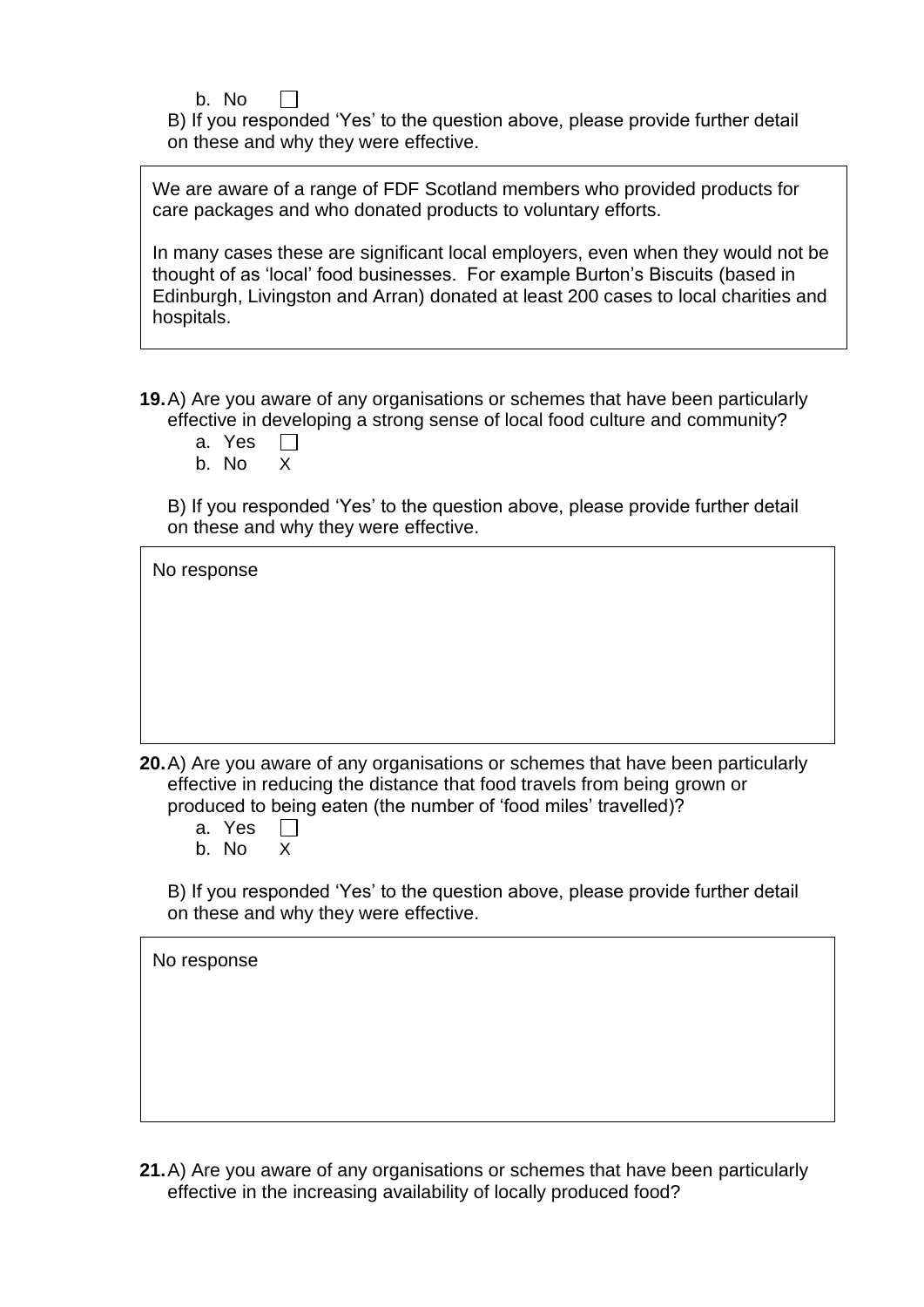b. No ☐

B) If you responded 'Yes' to the question above, please provide further detail on these and why they were effective.

> We are aware of a range of FDF Scotland members who provided products for care packages and who donated products to voluntary efforts.
>
> In many cases these are significant local employers, even when they would not be thought of as 'local' food businesses. For example Burton's Biscuits (based in Edinburgh, Livingston and Arran) donated at least 200 cases to local charities and hospitals.

**19.** A) Are you aware of any organisations or schemes that have been particularly effective in developing a strong sense of local food culture and community?

a. Yes ☐
b. No X

B) If you responded 'Yes' to the question above, please provide further detail on these and why they were effective.

> No response

**20.** A) Are you aware of any organisations or schemes that have been particularly effective in reducing the distance that food travels from being grown or produced to being eaten (the number of 'food miles' travelled)?

a. Yes ☐
b. No X

B) If you responded 'Yes' to the question above, please provide further detail on these and why they were effective.

> No response

**21.** A) Are you aware of any organisations or schemes that have been particularly effective in the increasing availability of locally produced food?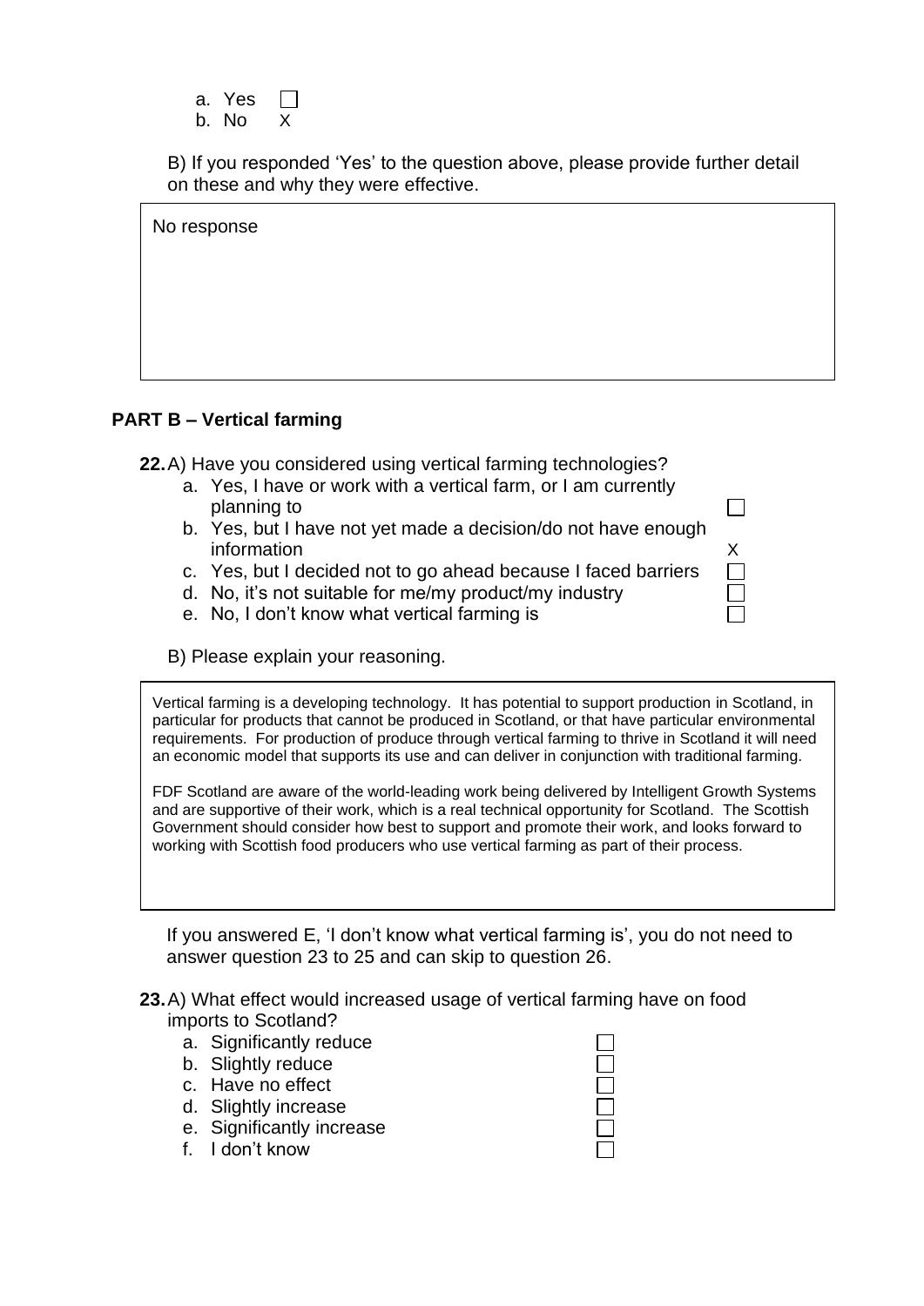a. Yes ☐
b. No X

B) If you responded 'Yes' to the question above, please provide further detail on these and why they were effective.

No response

## PART B – Vertical farming

**22.** A) Have you considered using vertical farming technologies?

a. Yes, I have or work with a vertical farm, or I am currently planning to ☐
b. Yes, but I have not yet made a decision/do not have enough information X
c. Yes, but I decided not to go ahead because I faced barriers ☐
d. No, it's not suitable for me/my product/my industry ☐
e. No, I don't know what vertical farming is ☐

B) Please explain your reasoning.

Vertical farming is a developing technology. It has potential to support production in Scotland, in particular for products that cannot be produced in Scotland, or that have particular environmental requirements. For production of produce through vertical farming to thrive in Scotland it will need an economic model that supports its use and can deliver in conjunction with traditional farming.

FDF Scotland are aware of the world-leading work being delivered by Intelligent Growth Systems and are supportive of their work, which is a real technical opportunity for Scotland. The Scottish Government should consider how best to support and promote their work, and looks forward to working with Scottish food producers who use vertical farming as part of their process.

If you answered E, 'I don't know what vertical farming is', you do not need to answer question 23 to 25 and can skip to question 26.

**23.** A) What effect would increased usage of vertical farming have on food imports to Scotland?

a. Significantly reduce ☐
b. Slightly reduce ☐
c. Have no effect ☐
d. Slightly increase ☐
e. Significantly increase ☐
f. I don't know ☐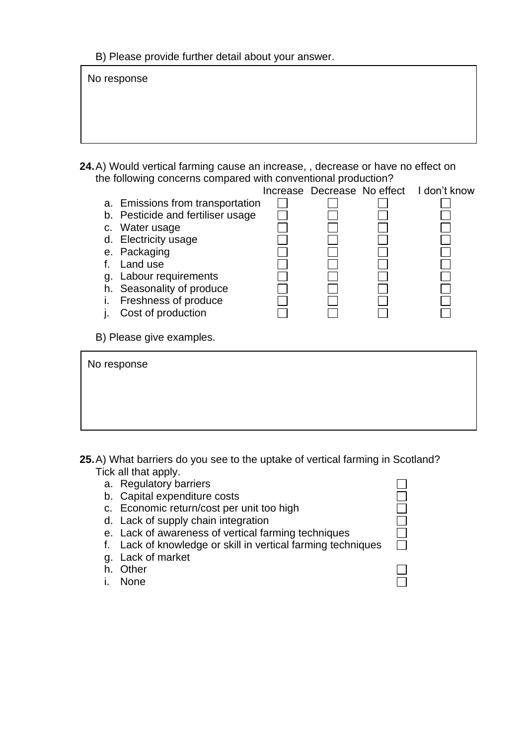B) Please provide further detail about your answer.

| No response |
|---|

**24.** A) Would vertical farming cause an increase, , decrease or have no effect on the following concerns compared with conventional production?

| | Increase | Decrease | No effect | I don't know |
|---|---|---|---|---|
| a. Emissions from transportation | ☐ | ☐ | ☐ | ☐ |
| b. Pesticide and fertiliser usage | ☐ | ☐ | ☐ | ☐ |
| c. Water usage | ☐ | ☐ | ☐ | ☐ |
| d. Electricity usage | ☐ | ☐ | ☐ | ☐ |
| e. Packaging | ☐ | ☐ | ☐ | ☐ |
| f. Land use | ☐ | ☐ | ☐ | ☐ |
| g. Labour requirements | ☐ | ☐ | ☐ | ☐ |
| h. Seasonality of produce | ☐ | ☐ | ☐ | ☐ |
| i. Freshness of produce | ☐ | ☐ | ☐ | ☐ |
| j. Cost of production | ☐ | ☐ | ☐ | ☐ |

B) Please give examples.

| No response |
|---|

**25.** A) What barriers do you see to the uptake of vertical farming in Scotland? Tick all that apply.

a. Regulatory barriers ☐
b. Capital expenditure costs ☐
c. Economic return/cost per unit too high ☐
d. Lack of supply chain integration ☐
e. Lack of awareness of vertical farming techniques ☐
f. Lack of knowledge or skill in vertical farming techniques ☐
g. Lack of market
h. Other ☐
i. None ☐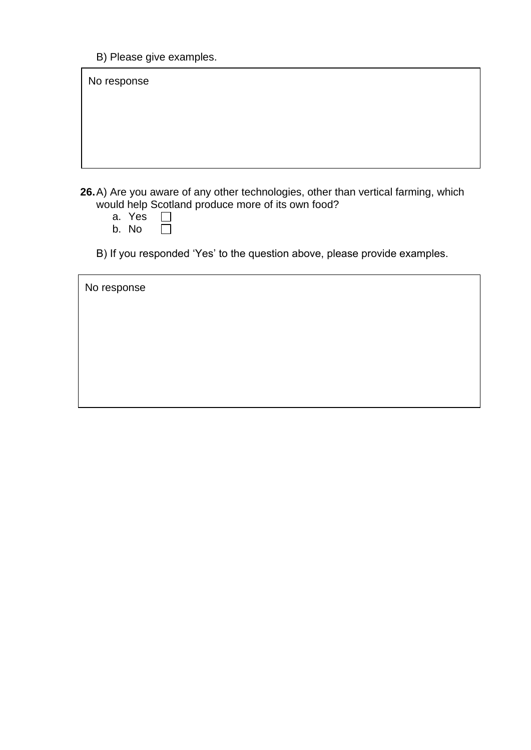B) Please give examples.

| |
|---|
| No response |

**26.** A) Are you aware of any other technologies, other than vertical farming, which would help Scotland produce more of its own food?

a. Yes ☐
b. No ☐

B) If you responded 'Yes' to the question above, please provide examples.

| |
|---|
| No response |